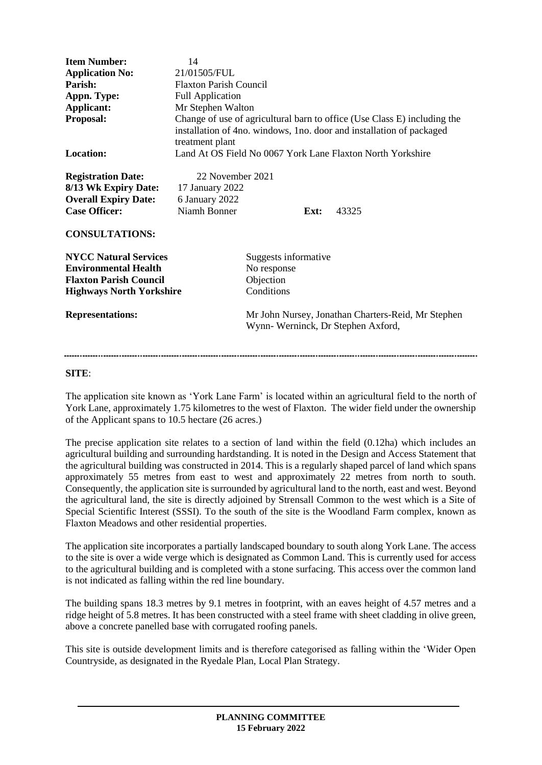| | |
|---|---|
| **Item Number:** | 14 |
| **Application No:** | 21/01505/FUL |
| **Parish:** | Flaxton Parish Council |
| **Appn. Type:** | Full Application |
| **Applicant:** | Mr Stephen Walton |
| **Proposal:** | Change of use of agricultural barn to office (Use Class E) including the installation of 4no. windows, 1no. door and installation of packaged treatment plant |
| **Location:** | Land At OS Field No 0067 York Lane Flaxton North Yorkshire |

| | | | |
|---|---|---|---|
| **Registration Date:** | 22 November 2021 | | |
| **8/13 Wk Expiry Date:** | 17 January 2022 | | |
| **Overall Expiry Date:** | 6 January 2022 | | |
| **Case Officer:** | Niamh Bonner | **Ext:** | 43325 |

**CONSULTATIONS:**

| | |
|---|---|
| **NYCC Natural Services** | Suggests informative |
| **Environmental Health** | No response |
| **Flaxton Parish Council** | Objection |
| **Highways North Yorkshire** | Conditions |

**Representations:** Mr John Nursey, Jonathan Charters-Reid, Mr Stephen Wynn- Werninck, Dr Stephen Axford,

---

**SITE**:

The application site known as 'York Lane Farm' is located within an agricultural field to the north of York Lane, approximately 1.75 kilometres to the west of Flaxton. The wider field under the ownership of the Applicant spans to 10.5 hectare (26 acres.)

The precise application site relates to a section of land within the field (0.12ha) which includes an agricultural building and surrounding hardstanding. It is noted in the Design and Access Statement that the agricultural building was constructed in 2014. This is a regularly shaped parcel of land which spans approximately 55 metres from east to west and approximately 22 metres from north to south. Consequently, the application site is surrounded by agricultural land to the north, east and west. Beyond the agricultural land, the site is directly adjoined by Strensall Common to the west which is a Site of Special Scientific Interest (SSSI). To the south of the site is the Woodland Farm complex, known as Flaxton Meadows and other residential properties.

The application site incorporates a partially landscaped boundary to south along York Lane. The access to the site is over a wide verge which is designated as Common Land. This is currently used for access to the agricultural building and is completed with a stone surfacing. This access over the common land is not indicated as falling within the red line boundary.

The building spans 18.3 metres by 9.1 metres in footprint, with an eaves height of 4.57 metres and a ridge height of 5.8 metres. It has been constructed with a steel frame with sheet cladding in olive green, above a concrete panelled base with corrugated roofing panels.

This site is outside development limits and is therefore categorised as falling within the 'Wider Open Countryside, as designated in the Ryedale Plan, Local Plan Strategy.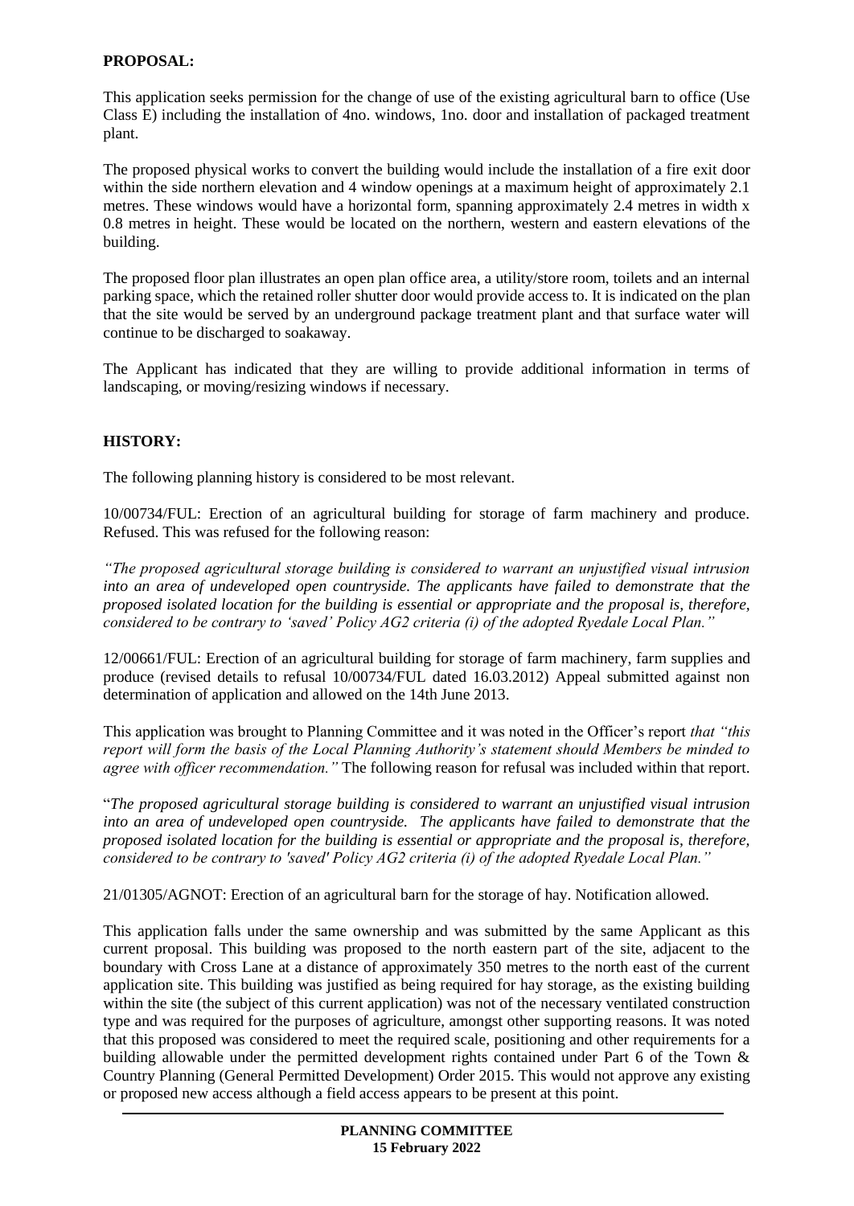**PROPOSAL:**

This application seeks permission for the change of use of the existing agricultural barn to office (Use Class E) including the installation of 4no. windows, 1no. door and installation of packaged treatment plant.

The proposed physical works to convert the building would include the installation of a fire exit door within the side northern elevation and 4 window openings at a maximum height of approximately 2.1 metres. These windows would have a horizontal form, spanning approximately 2.4 metres in width x 0.8 metres in height. These would be located on the northern, western and eastern elevations of the building.

The proposed floor plan illustrates an open plan office area, a utility/store room, toilets and an internal parking space, which the retained roller shutter door would provide access to. It is indicated on the plan that the site would be served by an underground package treatment plant and that surface water will continue to be discharged to soakaway.

The Applicant has indicated that they are willing to provide additional information in terms of landscaping, or moving/resizing windows if necessary.

**HISTORY:**

The following planning history is considered to be most relevant.

10/00734/FUL: Erection of an agricultural building for storage of farm machinery and produce. Refused. This was refused for the following reason:

*"The proposed agricultural storage building is considered to warrant an unjustified visual intrusion into an area of undeveloped open countryside. The applicants have failed to demonstrate that the proposed isolated location for the building is essential or appropriate and the proposal is, therefore, considered to be contrary to 'saved' Policy AG2 criteria (i) of the adopted Ryedale Local Plan."*

12/00661/FUL: Erection of an agricultural building for storage of farm machinery, farm supplies and produce (revised details to refusal 10/00734/FUL dated 16.03.2012) Appeal submitted against non determination of application and allowed on the 14th June 2013.

This application was brought to Planning Committee and it was noted in the Officer's report *that "this report will form the basis of the Local Planning Authority's statement should Members be minded to agree with officer recommendation."* The following reason for refusal was included within that report.

"*The proposed agricultural storage building is considered to warrant an unjustified visual intrusion into an area of undeveloped open countryside. The applicants have failed to demonstrate that the proposed isolated location for the building is essential or appropriate and the proposal is, therefore, considered to be contrary to 'saved' Policy AG2 criteria (i) of the adopted Ryedale Local Plan."*

21/01305/AGNOT: Erection of an agricultural barn for the storage of hay. Notification allowed.

This application falls under the same ownership and was submitted by the same Applicant as this current proposal. This building was proposed to the north eastern part of the site, adjacent to the boundary with Cross Lane at a distance of approximately 350 metres to the north east of the current application site. This building was justified as being required for hay storage, as the existing building within the site (the subject of this current application) was not of the necessary ventilated construction type and was required for the purposes of agriculture, amongst other supporting reasons. It was noted that this proposed was considered to meet the required scale, positioning and other requirements for a building allowable under the permitted development rights contained under Part 6 of the Town & Country Planning (General Permitted Development) Order 2015. This would not approve any existing or proposed new access although a field access appears to be present at this point.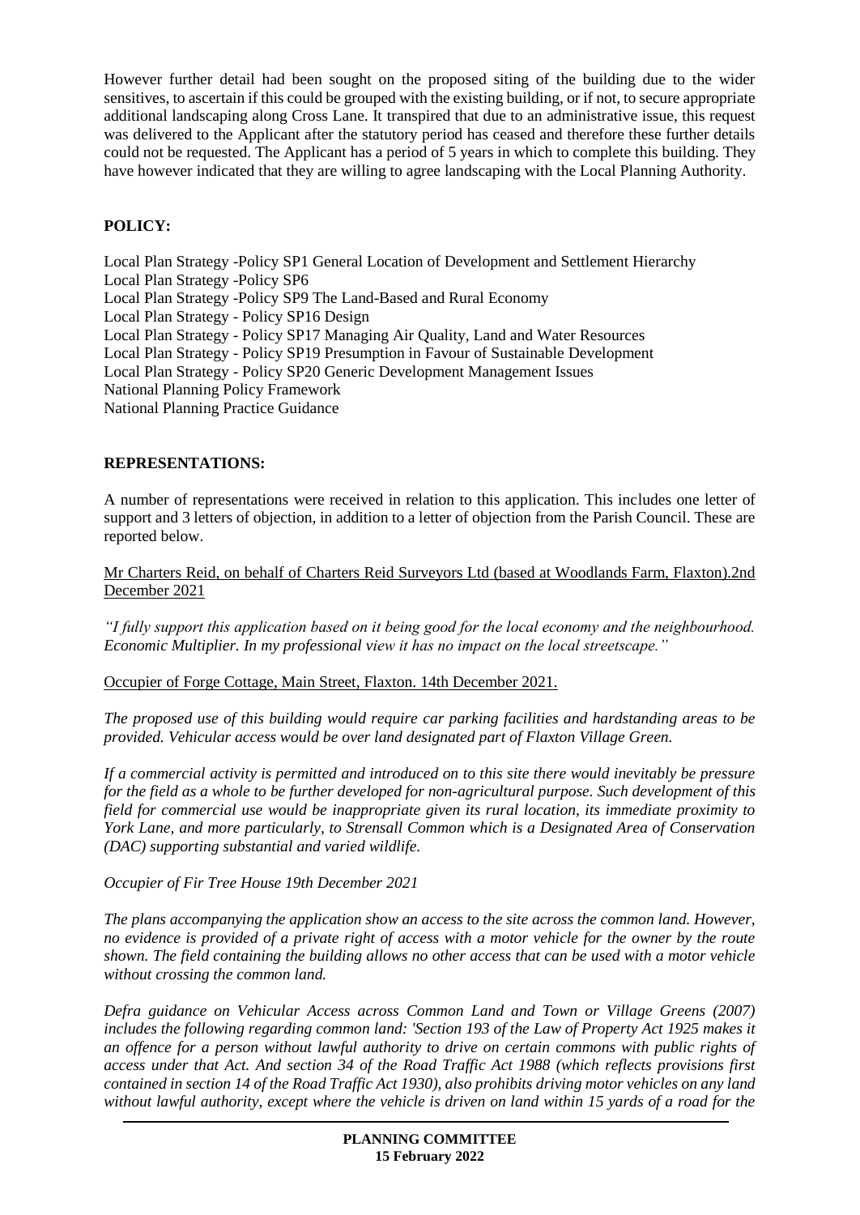However further detail had been sought on the proposed siting of the building due to the wider sensitives, to ascertain if this could be grouped with the existing building, or if not, to secure appropriate additional landscaping along Cross Lane. It transpired that due to an administrative issue, this request was delivered to the Applicant after the statutory period has ceased and therefore these further details could not be requested. The Applicant has a period of 5 years in which to complete this building. They have however indicated that they are willing to agree landscaping with the Local Planning Authority.

**POLICY:**

Local Plan Strategy -Policy SP1 General Location of Development and Settlement Hierarchy
Local Plan Strategy -Policy SP6
Local Plan Strategy -Policy SP9 The Land-Based and Rural Economy
Local Plan Strategy - Policy SP16 Design
Local Plan Strategy - Policy SP17 Managing Air Quality, Land and Water Resources
Local Plan Strategy - Policy SP19 Presumption in Favour of Sustainable Development
Local Plan Strategy - Policy SP20 Generic Development Management Issues
National Planning Policy Framework
National Planning Practice Guidance

**REPRESENTATIONS:**

A number of representations were received in relation to this application. This includes one letter of support and 3 letters of objection, in addition to a letter of objection from the Parish Council. These are reported below.

Mr Charters Reid, on behalf of Charters Reid Surveyors Ltd (based at Woodlands Farm, Flaxton).2nd December 2021

*"I fully support this application based on it being good for the local economy and the neighbourhood. Economic Multiplier. In my professional view it has no impact on the local streetscape."*

Occupier of Forge Cottage, Main Street, Flaxton. 14th December 2021.

*The proposed use of this building would require car parking facilities and hardstanding areas to be provided. Vehicular access would be over land designated part of Flaxton Village Green.*

*If a commercial activity is permitted and introduced on to this site there would inevitably be pressure for the field as a whole to be further developed for non-agricultural purpose. Such development of this field for commercial use would be inappropriate given its rural location, its immediate proximity to York Lane, and more particularly, to Strensall Common which is a Designated Area of Conservation (DAC) supporting substantial and varied wildlife.*

*Occupier of Fir Tree House 19th December 2021*

*The plans accompanying the application show an access to the site across the common land. However, no evidence is provided of a private right of access with a motor vehicle for the owner by the route shown. The field containing the building allows no other access that can be used with a motor vehicle without crossing the common land.*

*Defra guidance on Vehicular Access across Common Land and Town or Village Greens (2007) includes the following regarding common land: 'Section 193 of the Law of Property Act 1925 makes it an offence for a person without lawful authority to drive on certain commons with public rights of access under that Act. And section 34 of the Road Traffic Act 1988 (which reflects provisions first contained in section 14 of the Road Traffic Act 1930), also prohibits driving motor vehicles on any land without lawful authority, except where the vehicle is driven on land within 15 yards of a road for the*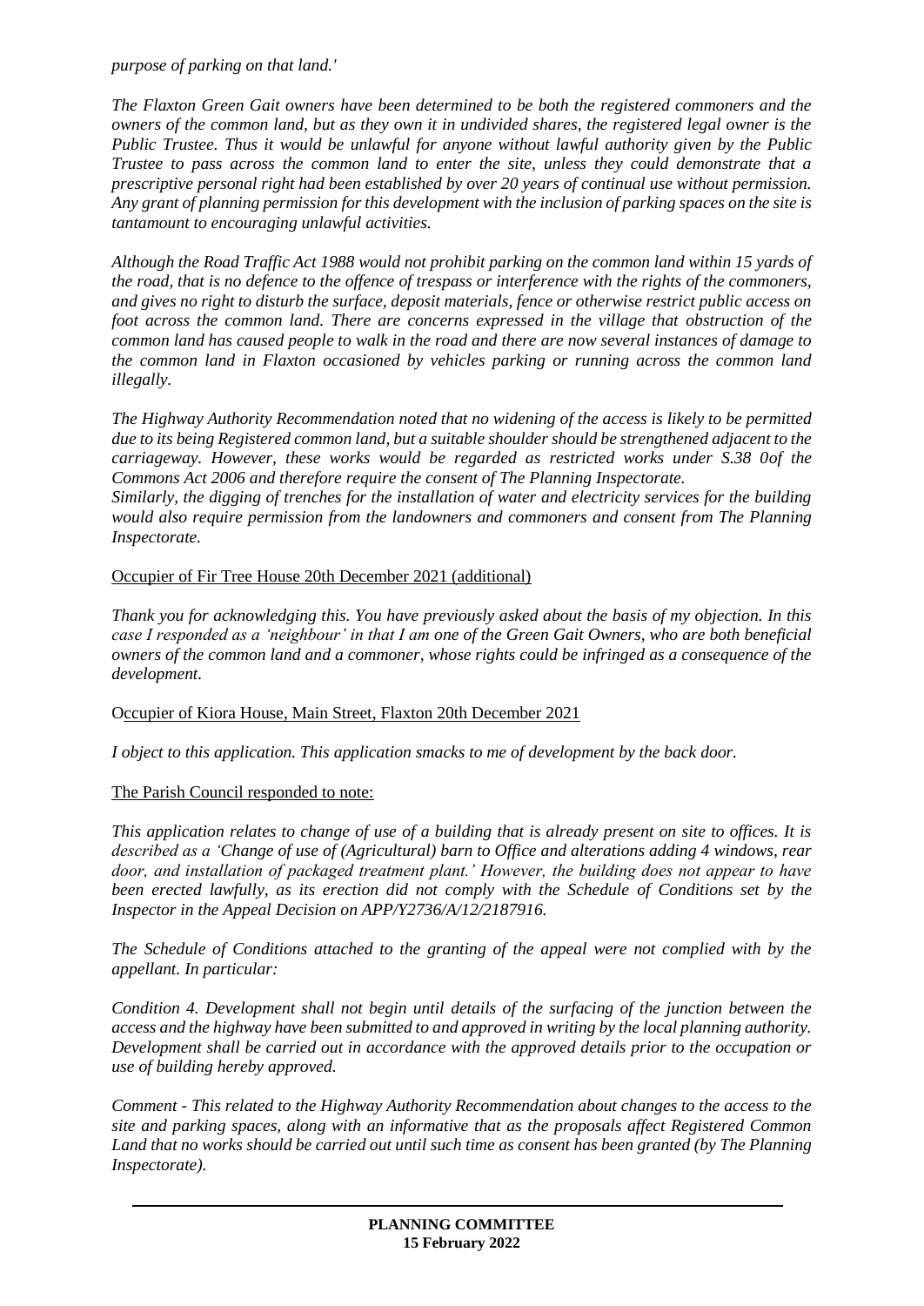*purpose of parking on that land.'*

*The Flaxton Green Gait owners have been determined to be both the registered commoners and the owners of the common land, but as they own it in undivided shares, the registered legal owner is the Public Trustee. Thus it would be unlawful for anyone without lawful authority given by the Public Trustee to pass across the common land to enter the site, unless they could demonstrate that a prescriptive personal right had been established by over 20 years of continual use without permission. Any grant of planning permission for this development with the inclusion of parking spaces on the site is tantamount to encouraging unlawful activities.*

*Although the Road Traffic Act 1988 would not prohibit parking on the common land within 15 yards of the road, that is no defence to the offence of trespass or interference with the rights of the commoners, and gives no right to disturb the surface, deposit materials, fence or otherwise restrict public access on foot across the common land. There are concerns expressed in the village that obstruction of the common land has caused people to walk in the road and there are now several instances of damage to the common land in Flaxton occasioned by vehicles parking or running across the common land illegally.*

*The Highway Authority Recommendation noted that no widening of the access is likely to be permitted due to its being Registered common land, but a suitable shoulder should be strengthened adjacent to the carriageway. However, these works would be regarded as restricted works under S.38 0of the Commons Act 2006 and therefore require the consent of The Planning Inspectorate.*
*Similarly, the digging of trenches for the installation of water and electricity services for the building would also require permission from the landowners and commoners and consent from The Planning Inspectorate.*

Occupier of Fir Tree House 20th December 2021 (additional)

*Thank you for acknowledging this. You have previously asked about the basis of my objection. In this case I responded as a 'neighbour' in that I am one of the Green Gait Owners, who are both beneficial owners of the common land and a commoner, whose rights could be infringed as a consequence of the development.*

Occupier of Kiora House, Main Street, Flaxton 20th December 2021

*I object to this application. This application smacks to me of development by the back door.*

The Parish Council responded to note:

*This application relates to change of use of a building that is already present on site to offices. It is described as a 'Change of use of (Agricultural) barn to Office and alterations adding 4 windows, rear door, and installation of packaged treatment plant.' However, the building does not appear to have been erected lawfully, as its erection did not comply with the Schedule of Conditions set by the Inspector in the Appeal Decision on APP/Y2736/A/12/2187916.*

*The Schedule of Conditions attached to the granting of the appeal were not complied with by the appellant. In particular:*

*Condition 4. Development shall not begin until details of the surfacing of the junction between the access and the highway have been submitted to and approved in writing by the local planning authority. Development shall be carried out in accordance with the approved details prior to the occupation or use of building hereby approved.*

*Comment - This related to the Highway Authority Recommendation about changes to the access to the site and parking spaces, along with an informative that as the proposals affect Registered Common Land that no works should be carried out until such time as consent has been granted (by The Planning Inspectorate).*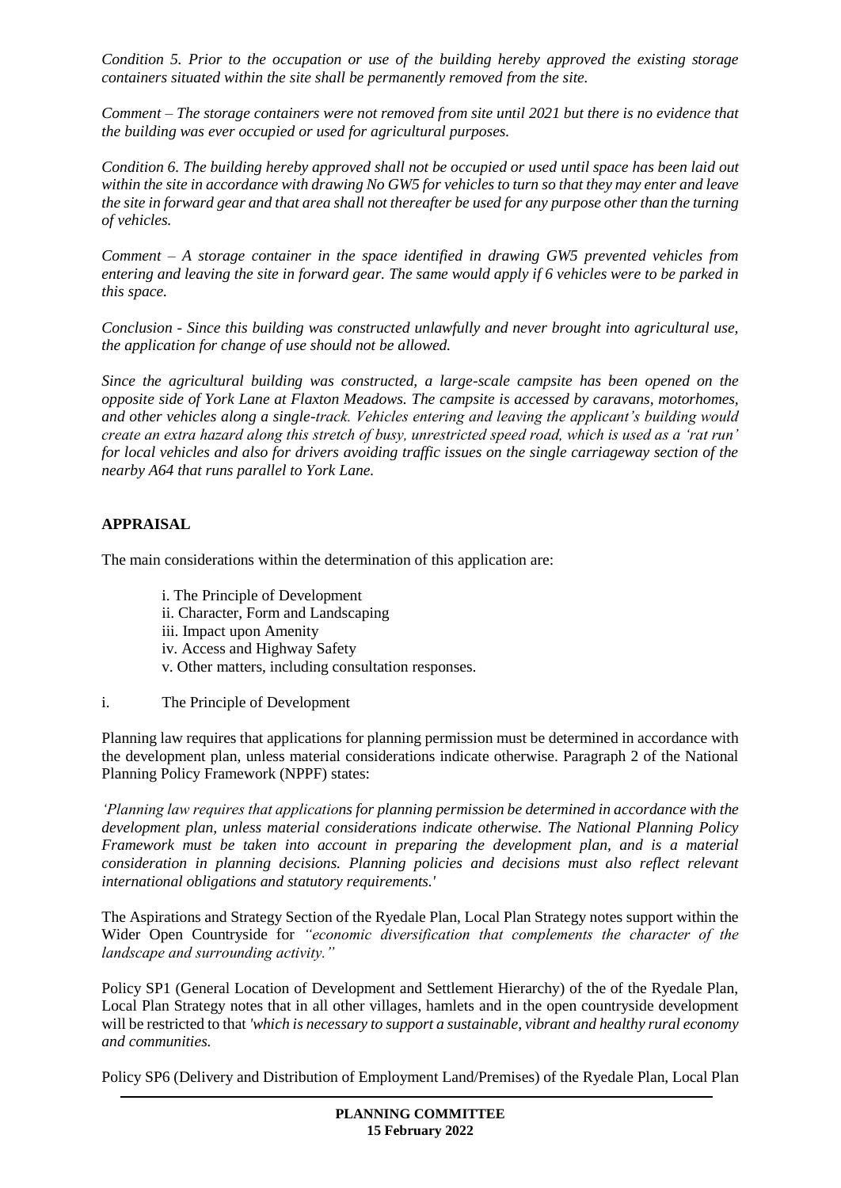*Condition 5. Prior to the occupation or use of the building hereby approved the existing storage containers situated within the site shall be permanently removed from the site.*

*Comment – The storage containers were not removed from site until 2021 but there is no evidence that the building was ever occupied or used for agricultural purposes.*

*Condition 6. The building hereby approved shall not be occupied or used until space has been laid out within the site in accordance with drawing No GW5 for vehicles to turn so that they may enter and leave the site in forward gear and that area shall not thereafter be used for any purpose other than the turning of vehicles.*

*Comment – A storage container in the space identified in drawing GW5 prevented vehicles from entering and leaving the site in forward gear. The same would apply if 6 vehicles were to be parked in this space.*

*Conclusion - Since this building was constructed unlawfully and never brought into agricultural use, the application for change of use should not be allowed.*

*Since the agricultural building was constructed, a large-scale campsite has been opened on the opposite side of York Lane at Flaxton Meadows. The campsite is accessed by caravans, motorhomes, and other vehicles along a single-track. Vehicles entering and leaving the applicant's building would create an extra hazard along this stretch of busy, unrestricted speed road, which is used as a 'rat run' for local vehicles and also for drivers avoiding traffic issues on the single carriageway section of the nearby A64 that runs parallel to York Lane.*

## APPRAISAL

The main considerations within the determination of this application are:

i. The Principle of Development
ii. Character, Form and Landscaping
iii. Impact upon Amenity
iv. Access and Highway Safety
v. Other matters, including consultation responses.

i. The Principle of Development

Planning law requires that applications for planning permission must be determined in accordance with the development plan, unless material considerations indicate otherwise. Paragraph 2 of the National Planning Policy Framework (NPPF) states:

*'Planning law requires that applications for planning permission be determined in accordance with the development plan, unless material considerations indicate otherwise. The National Planning Policy Framework must be taken into account in preparing the development plan, and is a material consideration in planning decisions. Planning policies and decisions must also reflect relevant international obligations and statutory requirements.'*

The Aspirations and Strategy Section of the Ryedale Plan, Local Plan Strategy notes support within the Wider Open Countryside for *"economic diversification that complements the character of the landscape and surrounding activity."*

Policy SP1 (General Location of Development and Settlement Hierarchy) of the of the Ryedale Plan, Local Plan Strategy notes that in all other villages, hamlets and in the open countryside development will be restricted to that *'which is necessary to support a sustainable, vibrant and healthy rural economy and communities.*

Policy SP6 (Delivery and Distribution of Employment Land/Premises) of the Ryedale Plan, Local Plan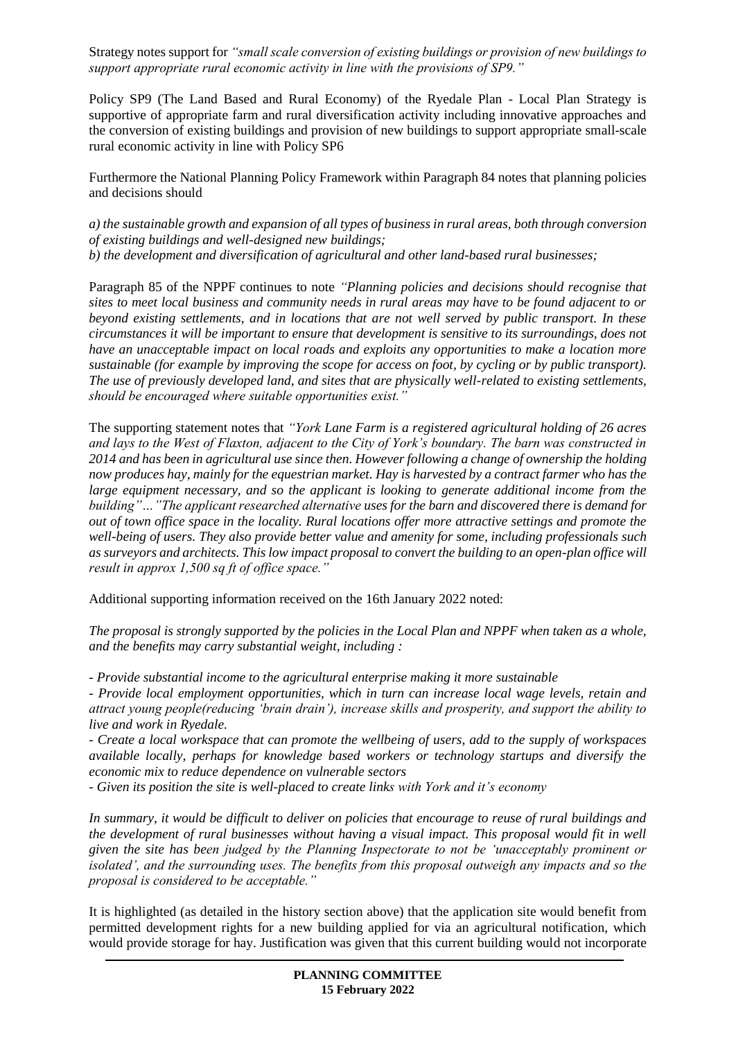Strategy notes support for *"small scale conversion of existing buildings or provision of new buildings to support appropriate rural economic activity in line with the provisions of SP9."*

Policy SP9 (The Land Based and Rural Economy) of the Ryedale Plan - Local Plan Strategy is supportive of appropriate farm and rural diversification activity including innovative approaches and the conversion of existing buildings and provision of new buildings to support appropriate small-scale rural economic activity in line with Policy SP6

Furthermore the National Planning Policy Framework within Paragraph 84 notes that planning policies and decisions should

*a) the sustainable growth and expansion of all types of business in rural areas, both through conversion of existing buildings and well-designed new buildings;*
*b) the development and diversification of agricultural and other land-based rural businesses;*

Paragraph 85 of the NPPF continues to note *"Planning policies and decisions should recognise that sites to meet local business and community needs in rural areas may have to be found adjacent to or beyond existing settlements, and in locations that are not well served by public transport. In these circumstances it will be important to ensure that development is sensitive to its surroundings, does not have an unacceptable impact on local roads and exploits any opportunities to make a location more sustainable (for example by improving the scope for access on foot, by cycling or by public transport). The use of previously developed land, and sites that are physically well-related to existing settlements, should be encouraged where suitable opportunities exist."*

The supporting statement notes that *"York Lane Farm is a registered agricultural holding of 26 acres and lays to the West of Flaxton, adjacent to the City of York's boundary. The barn was constructed in 2014 and has been in agricultural use since then. However following a change of ownership the holding now produces hay, mainly for the equestrian market. Hay is harvested by a contract farmer who has the large equipment necessary, and so the applicant is looking to generate additional income from the building"…"The applicant researched alternative uses for the barn and discovered there is demand for out of town office space in the locality. Rural locations offer more attractive settings and promote the well-being of users. They also provide better value and amenity for some, including professionals such as surveyors and architects. This low impact proposal to convert the building to an open-plan office will result in approx 1,500 sq ft of office space."*

Additional supporting information received on the 16th January 2022 noted:

*The proposal is strongly supported by the policies in the Local Plan and NPPF when taken as a whole, and the benefits may carry substantial weight, including :*

*- Provide substantial income to the agricultural enterprise making it more sustainable*
*- Provide local employment opportunities, which in turn can increase local wage levels, retain and attract young people(reducing 'brain drain'), increase skills and prosperity, and support the ability to live and work in Ryedale.*
*- Create a local workspace that can promote the wellbeing of users, add to the supply of workspaces available locally, perhaps for knowledge based workers or technology startups and diversify the economic mix to reduce dependence on vulnerable sectors*
*- Given its position the site is well-placed to create links with York and it's economy*

*In summary, it would be difficult to deliver on policies that encourage to reuse of rural buildings and the development of rural businesses without having a visual impact. This proposal would fit in well given the site has been judged by the Planning Inspectorate to not be 'unacceptably prominent or isolated', and the surrounding uses. The benefits from this proposal outweigh any impacts and so the proposal is considered to be acceptable."*

It is highlighted (as detailed in the history section above) that the application site would benefit from permitted development rights for a new building applied for via an agricultural notification, which would provide storage for hay. Justification was given that this current building would not incorporate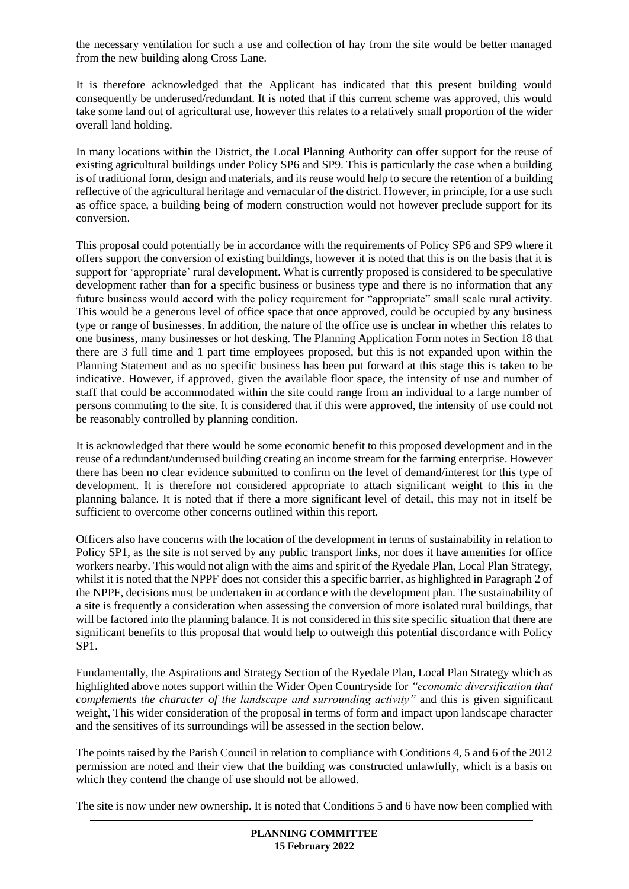the necessary ventilation for such a use and collection of hay from the site would be better managed from the new building along Cross Lane.

It is therefore acknowledged that the Applicant has indicated that this present building would consequently be underused/redundant. It is noted that if this current scheme was approved, this would take some land out of agricultural use, however this relates to a relatively small proportion of the wider overall land holding.

In many locations within the District, the Local Planning Authority can offer support for the reuse of existing agricultural buildings under Policy SP6 and SP9. This is particularly the case when a building is of traditional form, design and materials, and its reuse would help to secure the retention of a building reflective of the agricultural heritage and vernacular of the district. However, in principle, for a use such as office space, a building being of modern construction would not however preclude support for its conversion.

This proposal could potentially be in accordance with the requirements of Policy SP6 and SP9 where it offers support the conversion of existing buildings, however it is noted that this is on the basis that it is support for 'appropriate' rural development. What is currently proposed is considered to be speculative development rather than for a specific business or business type and there is no information that any future business would accord with the policy requirement for "appropriate" small scale rural activity. This would be a generous level of office space that once approved, could be occupied by any business type or range of businesses. In addition, the nature of the office use is unclear in whether this relates to one business, many businesses or hot desking. The Planning Application Form notes in Section 18 that there are 3 full time and 1 part time employees proposed, but this is not expanded upon within the Planning Statement and as no specific business has been put forward at this stage this is taken to be indicative. However, if approved, given the available floor space, the intensity of use and number of staff that could be accommodated within the site could range from an individual to a large number of persons commuting to the site. It is considered that if this were approved, the intensity of use could not be reasonably controlled by planning condition.

It is acknowledged that there would be some economic benefit to this proposed development and in the reuse of a redundant/underused building creating an income stream for the farming enterprise. However there has been no clear evidence submitted to confirm on the level of demand/interest for this type of development. It is therefore not considered appropriate to attach significant weight to this in the planning balance. It is noted that if there a more significant level of detail, this may not in itself be sufficient to overcome other concerns outlined within this report.

Officers also have concerns with the location of the development in terms of sustainability in relation to Policy SP1, as the site is not served by any public transport links, nor does it have amenities for office workers nearby. This would not align with the aims and spirit of the Ryedale Plan, Local Plan Strategy, whilst it is noted that the NPPF does not consider this a specific barrier, as highlighted in Paragraph 2 of the NPPF, decisions must be undertaken in accordance with the development plan. The sustainability of a site is frequently a consideration when assessing the conversion of more isolated rural buildings, that will be factored into the planning balance. It is not considered in this site specific situation that there are significant benefits to this proposal that would help to outweigh this potential discordance with Policy SP1.

Fundamentally, the Aspirations and Strategy Section of the Ryedale Plan, Local Plan Strategy which as highlighted above notes support within the Wider Open Countryside for *"economic diversification that complements the character of the landscape and surrounding activity"* and this is given significant weight, This wider consideration of the proposal in terms of form and impact upon landscape character and the sensitives of its surroundings will be assessed in the section below.

The points raised by the Parish Council in relation to compliance with Conditions 4, 5 and 6 of the 2012 permission are noted and their view that the building was constructed unlawfully, which is a basis on which they contend the change of use should not be allowed.

The site is now under new ownership. It is noted that Conditions 5 and 6 have now been complied with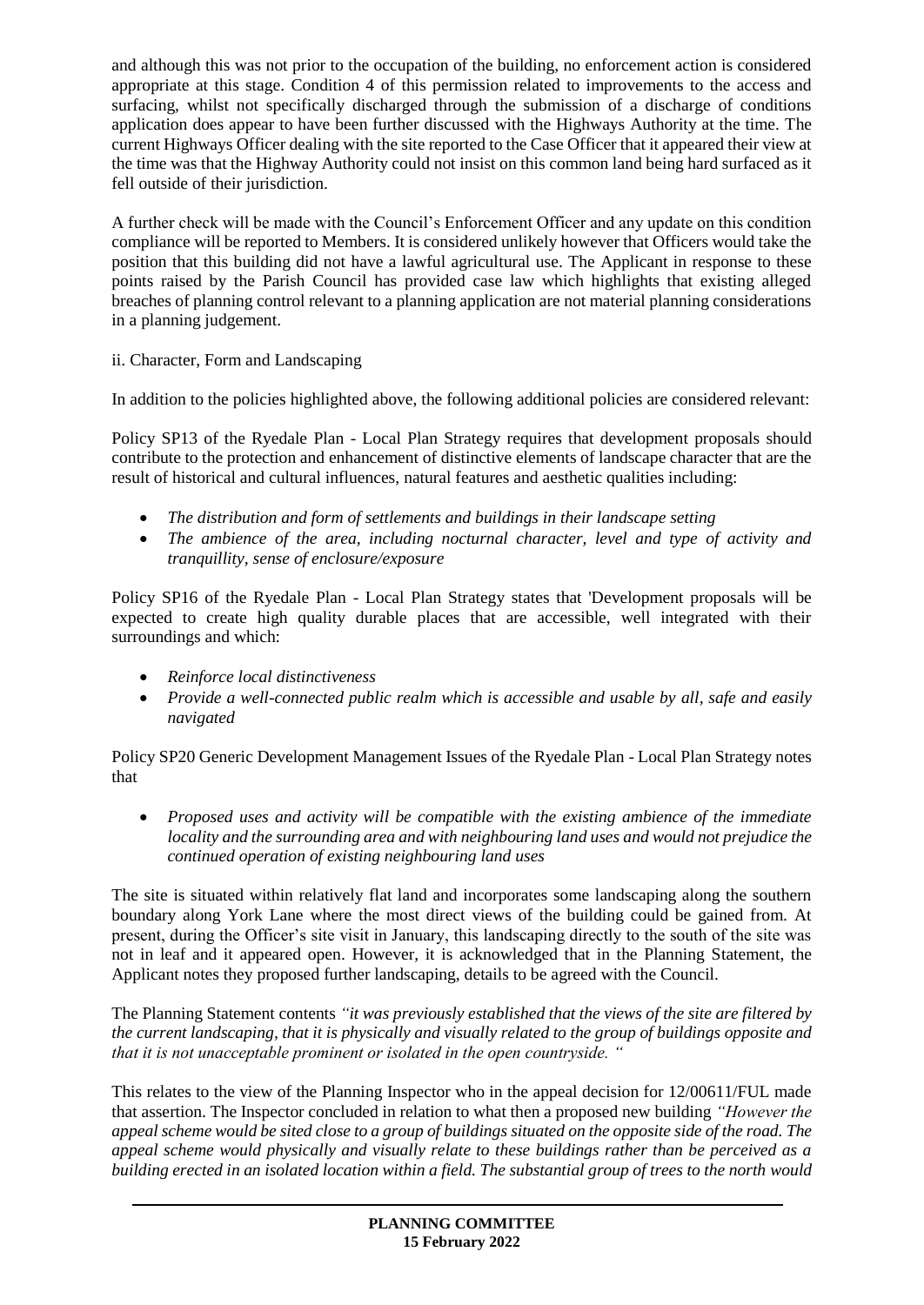and although this was not prior to the occupation of the building, no enforcement action is considered appropriate at this stage. Condition 4 of this permission related to improvements to the access and surfacing, whilst not specifically discharged through the submission of a discharge of conditions application does appear to have been further discussed with the Highways Authority at the time. The current Highways Officer dealing with the site reported to the Case Officer that it appeared their view at the time was that the Highway Authority could not insist on this common land being hard surfaced as it fell outside of their jurisdiction.

A further check will be made with the Council's Enforcement Officer and any update on this condition compliance will be reported to Members. It is considered unlikely however that Officers would take the position that this building did not have a lawful agricultural use. The Applicant in response to these points raised by the Parish Council has provided case law which highlights that existing alleged breaches of planning control relevant to a planning application are not material planning considerations in a planning judgement.

ii. Character, Form and Landscaping

In addition to the policies highlighted above, the following additional policies are considered relevant:

Policy SP13 of the Ryedale Plan - Local Plan Strategy requires that development proposals should contribute to the protection and enhancement of distinctive elements of landscape character that are the result of historical and cultural influences, natural features and aesthetic qualities including:

- *The distribution and form of settlements and buildings in their landscape setting*
- *The ambience of the area, including nocturnal character, level and type of activity and tranquillity, sense of enclosure/exposure*

Policy SP16 of the Ryedale Plan - Local Plan Strategy states that 'Development proposals will be expected to create high quality durable places that are accessible, well integrated with their surroundings and which:

- *Reinforce local distinctiveness*
- *Provide a well-connected public realm which is accessible and usable by all, safe and easily navigated*

Policy SP20 Generic Development Management Issues of the Ryedale Plan - Local Plan Strategy notes that

- *Proposed uses and activity will be compatible with the existing ambience of the immediate locality and the surrounding area and with neighbouring land uses and would not prejudice the continued operation of existing neighbouring land uses*

The site is situated within relatively flat land and incorporates some landscaping along the southern boundary along York Lane where the most direct views of the building could be gained from. At present, during the Officer's site visit in January, this landscaping directly to the south of the site was not in leaf and it appeared open. However, it is acknowledged that in the Planning Statement, the Applicant notes they proposed further landscaping, details to be agreed with the Council.

The Planning Statement contents *"it was previously established that the views of the site are filtered by the current landscaping, that it is physically and visually related to the group of buildings opposite and that it is not unacceptable prominent or isolated in the open countryside. "*

This relates to the view of the Planning Inspector who in the appeal decision for 12/00611/FUL made that assertion. The Inspector concluded in relation to what then a proposed new building *"However the appeal scheme would be sited close to a group of buildings situated on the opposite side of the road. The appeal scheme would physically and visually relate to these buildings rather than be perceived as a building erected in an isolated location within a field. The substantial group of trees to the north would*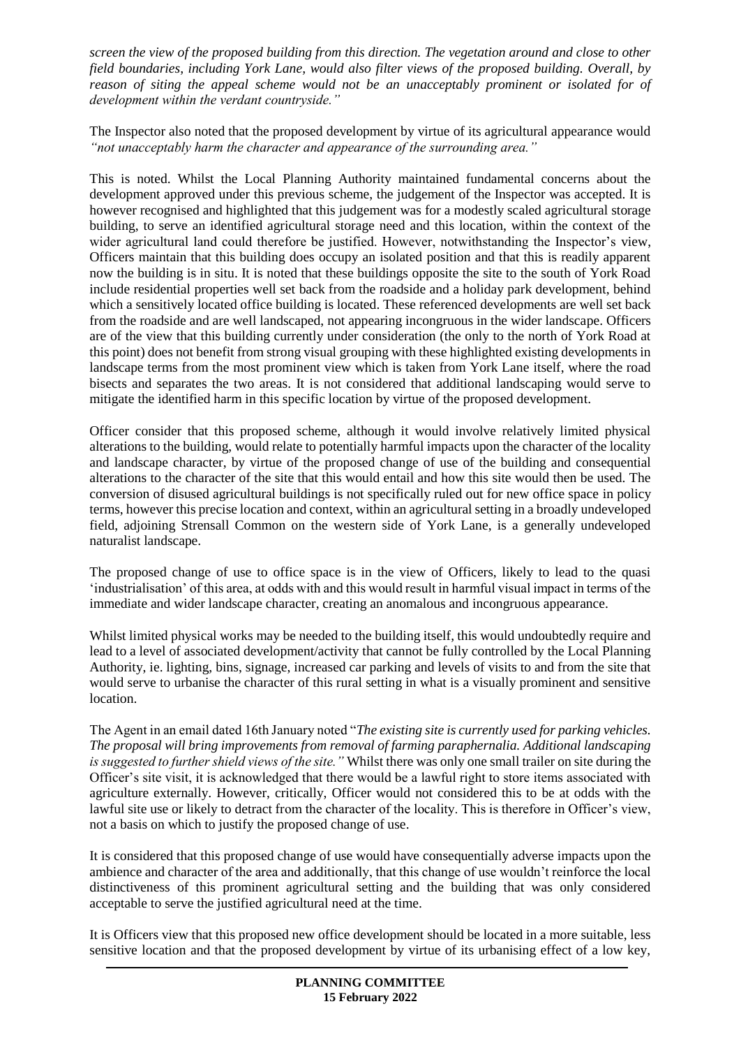*screen the view of the proposed building from this direction. The vegetation around and close to other field boundaries, including York Lane, would also filter views of the proposed building. Overall, by reason of siting the appeal scheme would not be an unacceptably prominent or isolated for of development within the verdant countryside."*

The Inspector also noted that the proposed development by virtue of its agricultural appearance would *"not unacceptably harm the character and appearance of the surrounding area."*

This is noted. Whilst the Local Planning Authority maintained fundamental concerns about the development approved under this previous scheme, the judgement of the Inspector was accepted. It is however recognised and highlighted that this judgement was for a modestly scaled agricultural storage building, to serve an identified agricultural storage need and this location, within the context of the wider agricultural land could therefore be justified. However, notwithstanding the Inspector's view, Officers maintain that this building does occupy an isolated position and that this is readily apparent now the building is in situ. It is noted that these buildings opposite the site to the south of York Road include residential properties well set back from the roadside and a holiday park development, behind which a sensitively located office building is located. These referenced developments are well set back from the roadside and are well landscaped, not appearing incongruous in the wider landscape. Officers are of the view that this building currently under consideration (the only to the north of York Road at this point) does not benefit from strong visual grouping with these highlighted existing developments in landscape terms from the most prominent view which is taken from York Lane itself, where the road bisects and separates the two areas. It is not considered that additional landscaping would serve to mitigate the identified harm in this specific location by virtue of the proposed development.

Officer consider that this proposed scheme, although it would involve relatively limited physical alterations to the building, would relate to potentially harmful impacts upon the character of the locality and landscape character, by virtue of the proposed change of use of the building and consequential alterations to the character of the site that this would entail and how this site would then be used. The conversion of disused agricultural buildings is not specifically ruled out for new office space in policy terms, however this precise location and context, within an agricultural setting in a broadly undeveloped field, adjoining Strensall Common on the western side of York Lane, is a generally undeveloped naturalist landscape.

The proposed change of use to office space is in the view of Officers, likely to lead to the quasi 'industrialisation' of this area, at odds with and this would result in harmful visual impact in terms of the immediate and wider landscape character, creating an anomalous and incongruous appearance.

Whilst limited physical works may be needed to the building itself, this would undoubtedly require and lead to a level of associated development/activity that cannot be fully controlled by the Local Planning Authority, ie. lighting, bins, signage, increased car parking and levels of visits to and from the site that would serve to urbanise the character of this rural setting in what is a visually prominent and sensitive location.

The Agent in an email dated 16th January noted "*The existing site is currently used for parking vehicles. The proposal will bring improvements from removal of farming paraphernalia. Additional landscaping is suggested to further shield views of the site."* Whilst there was only one small trailer on site during the Officer's site visit, it is acknowledged that there would be a lawful right to store items associated with agriculture externally. However, critically, Officer would not considered this to be at odds with the lawful site use or likely to detract from the character of the locality. This is therefore in Officer's view, not a basis on which to justify the proposed change of use.

It is considered that this proposed change of use would have consequentially adverse impacts upon the ambience and character of the area and additionally, that this change of use wouldn't reinforce the local distinctiveness of this prominent agricultural setting and the building that was only considered acceptable to serve the justified agricultural need at the time.

It is Officers view that this proposed new office development should be located in a more suitable, less sensitive location and that the proposed development by virtue of its urbanising effect of a low key,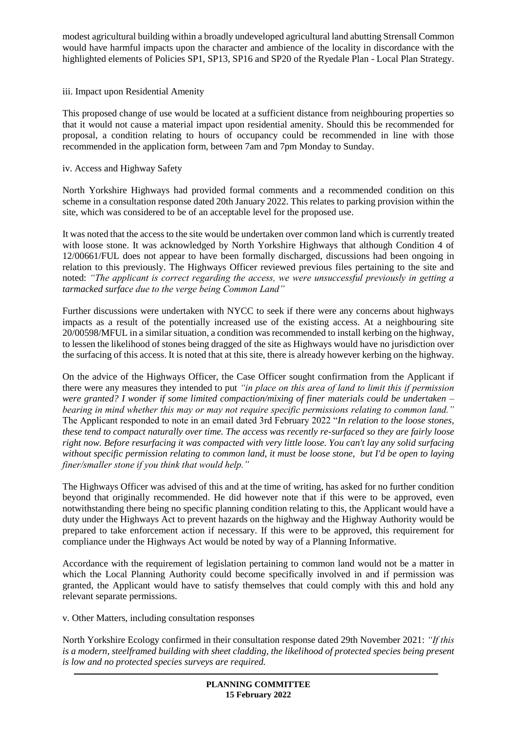modest agricultural building within a broadly undeveloped agricultural land abutting Strensall Common would have harmful impacts upon the character and ambience of the locality in discordance with the highlighted elements of Policies SP1, SP13, SP16 and SP20 of the Ryedale Plan - Local Plan Strategy.

iii. Impact upon Residential Amenity

This proposed change of use would be located at a sufficient distance from neighbouring properties so that it would not cause a material impact upon residential amenity. Should this be recommended for proposal, a condition relating to hours of occupancy could be recommended in line with those recommended in the application form, between 7am and 7pm Monday to Sunday.

iv. Access and Highway Safety

North Yorkshire Highways had provided formal comments and a recommended condition on this scheme in a consultation response dated 20th January 2022. This relates to parking provision within the site, which was considered to be of an acceptable level for the proposed use.

It was noted that the access to the site would be undertaken over common land which is currently treated with loose stone. It was acknowledged by North Yorkshire Highways that although Condition 4 of 12/00661/FUL does not appear to have been formally discharged, discussions had been ongoing in relation to this previously. The Highways Officer reviewed previous files pertaining to the site and noted: *"The applicant is correct regarding the access, we were unsuccessful previously in getting a tarmacked surface due to the verge being Common Land"*

Further discussions were undertaken with NYCC to seek if there were any concerns about highways impacts as a result of the potentially increased use of the existing access. At a neighbouring site 20/00598/MFUL in a similar situation, a condition was recommended to install kerbing on the highway, to lessen the likelihood of stones being dragged of the site as Highways would have no jurisdiction over the surfacing of this access. It is noted that at this site, there is already however kerbing on the highway.

On the advice of the Highways Officer, the Case Officer sought confirmation from the Applicant if there were any measures they intended to put *"in place on this area of land to limit this if permission were granted? I wonder if some limited compaction/mixing of finer materials could be undertaken – bearing in mind whether this may or may not require specific permissions relating to common land."* The Applicant responded to note in an email dated 3rd February 2022 "*In relation to the loose stones, these tend to compact naturally over time. The access was recently re-surfaced so they are fairly loose right now. Before resurfacing it was compacted with very little loose. You can't lay any solid surfacing without specific permission relating to common land, it must be loose stone, but I'd be open to laying finer/smaller stone if you think that would help."*

The Highways Officer was advised of this and at the time of writing, has asked for no further condition beyond that originally recommended. He did however note that if this were to be approved, even notwithstanding there being no specific planning condition relating to this, the Applicant would have a duty under the Highways Act to prevent hazards on the highway and the Highway Authority would be prepared to take enforcement action if necessary. If this were to be approved, this requirement for compliance under the Highways Act would be noted by way of a Planning Informative.

Accordance with the requirement of legislation pertaining to common land would not be a matter in which the Local Planning Authority could become specifically involved in and if permission was granted, the Applicant would have to satisfy themselves that could comply with this and hold any relevant separate permissions.

v. Other Matters, including consultation responses

North Yorkshire Ecology confirmed in their consultation response dated 29th November 2021: *"If this is a modern, steelframed building with sheet cladding, the likelihood of protected species being present is low and no protected species surveys are required.*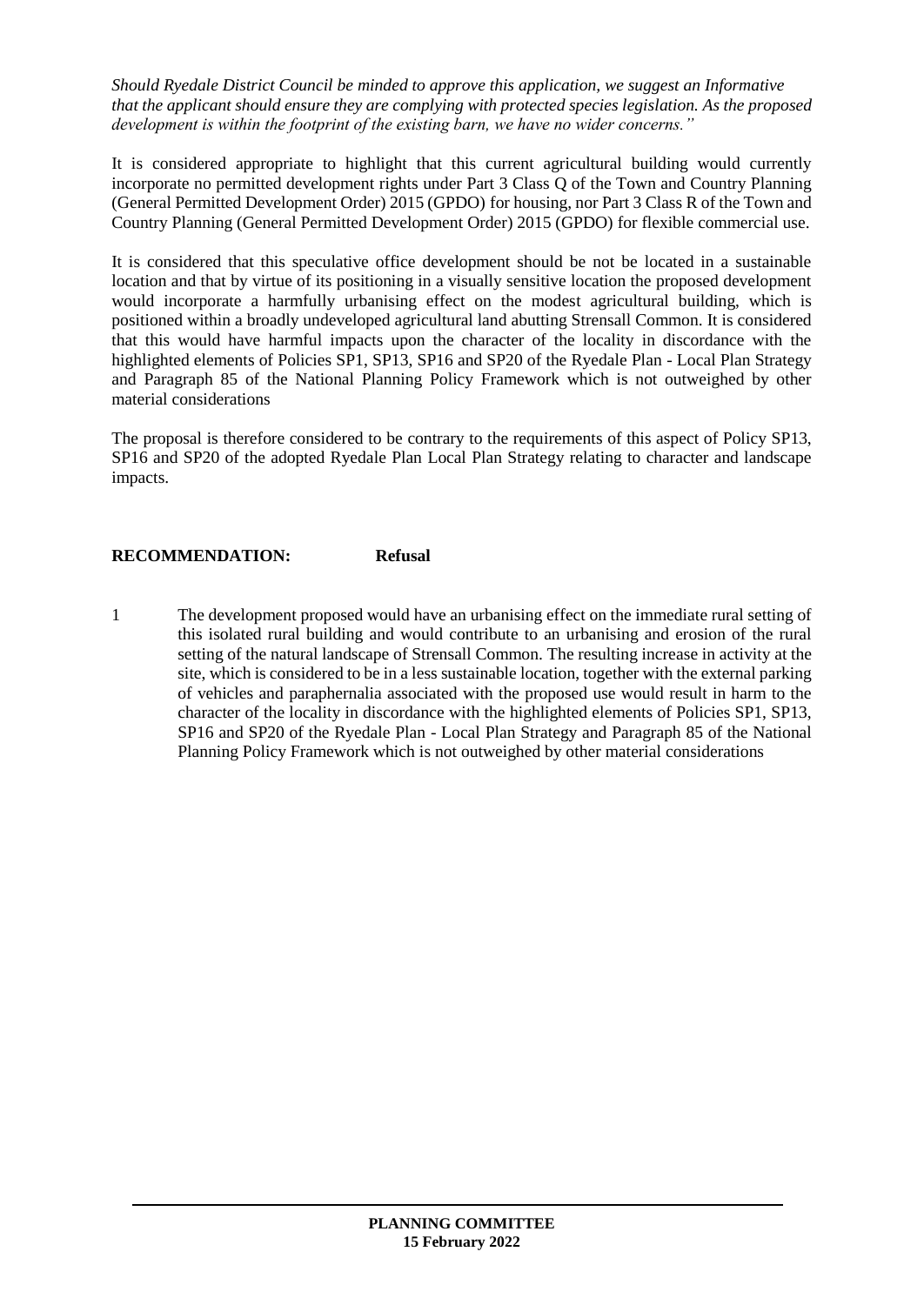*Should Ryedale District Council be minded to approve this application, we suggest an Informative that the applicant should ensure they are complying with protected species legislation. As the proposed development is within the footprint of the existing barn, we have no wider concerns."*

It is considered appropriate to highlight that this current agricultural building would currently incorporate no permitted development rights under Part 3 Class Q of the Town and Country Planning (General Permitted Development Order) 2015 (GPDO) for housing, nor Part 3 Class R of the Town and Country Planning (General Permitted Development Order) 2015 (GPDO) for flexible commercial use.

It is considered that this speculative office development should be not be located in a sustainable location and that by virtue of its positioning in a visually sensitive location the proposed development would incorporate a harmfully urbanising effect on the modest agricultural building, which is positioned within a broadly undeveloped agricultural land abutting Strensall Common. It is considered that this would have harmful impacts upon the character of the locality in discordance with the highlighted elements of Policies SP1, SP13, SP16 and SP20 of the Ryedale Plan - Local Plan Strategy and Paragraph 85 of the National Planning Policy Framework which is not outweighed by other material considerations

The proposal is therefore considered to be contrary to the requirements of this aspect of Policy SP13, SP16 and SP20 of the adopted Ryedale Plan Local Plan Strategy relating to character and landscape impacts.

**RECOMMENDATION:** **Refusal**

1 The development proposed would have an urbanising effect on the immediate rural setting of this isolated rural building and would contribute to an urbanising and erosion of the rural setting of the natural landscape of Strensall Common. The resulting increase in activity at the site, which is considered to be in a less sustainable location, together with the external parking of vehicles and paraphernalia associated with the proposed use would result in harm to the character of the locality in discordance with the highlighted elements of Policies SP1, SP13, SP16 and SP20 of the Ryedale Plan - Local Plan Strategy and Paragraph 85 of the National Planning Policy Framework which is not outweighed by other material considerations